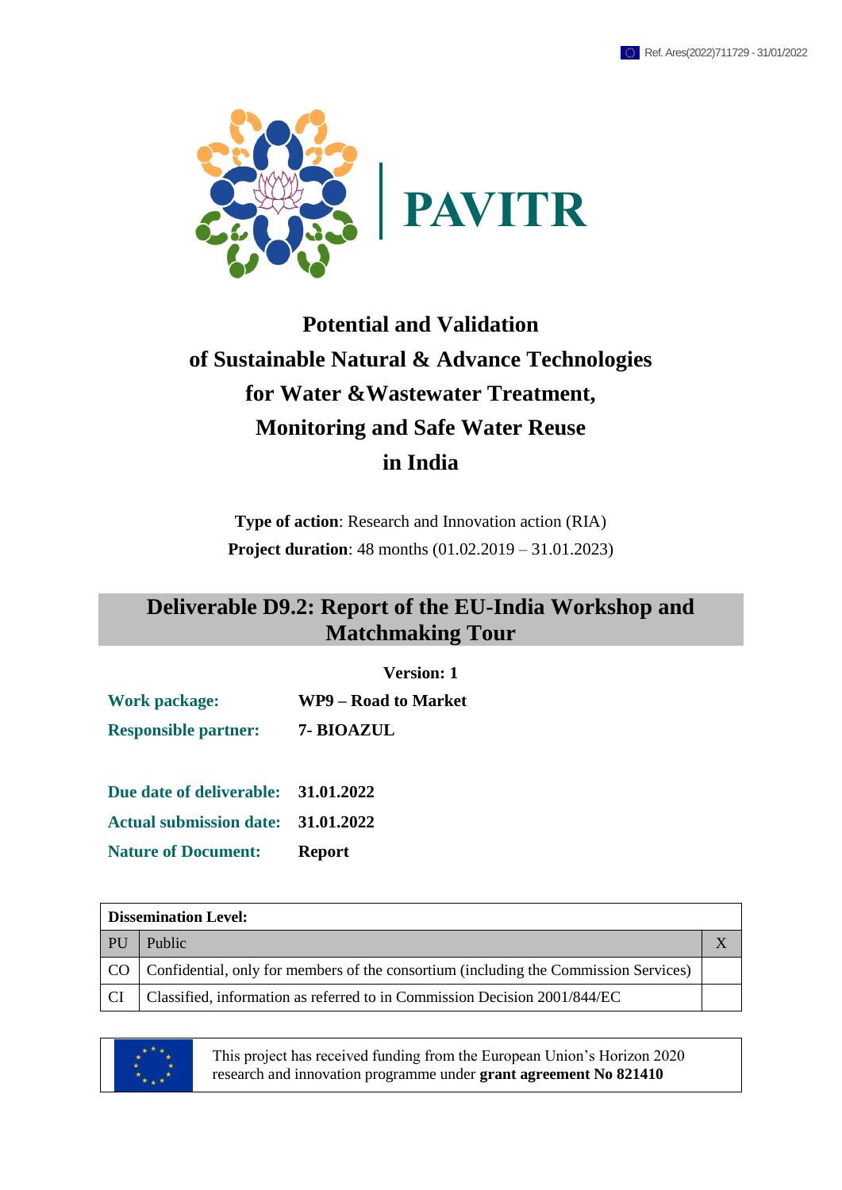Ref. Ares(2022)711729 - 31/01/2022

PAVITR

# Potential and Validation of Sustainable Natural & Advance Technologies for Water &Wastewater Treatment, Monitoring and Safe Water Reuse in India

**Type of action**: Research and Innovation action (RIA)

**Project duration**: 48 months (01.02.2019 – 31.01.2023)

## Deliverable D9.2: Report of the EU-India Workshop and Matchmaking Tour

**Version: 1**

**Work package:** **WP9 – Road to Market**

**Responsible partner:** **7- BIOAZUL**

**Due date of deliverable:** **31.01.2022**

**Actual submission date:** **31.01.2022**

**Nature of Document:** **Report**

| **Dissemination Level:** | | |
|---|---|---|
| PU | Public | X |
| CO | Confidential, only for members of the consortium (including the Commission Services) | |
| CI | Classified, information as referred to in Commission Decision 2001/844/EC | |

This project has received funding from the European Union's Horizon 2020 research and innovation programme under **grant agreement No 821410**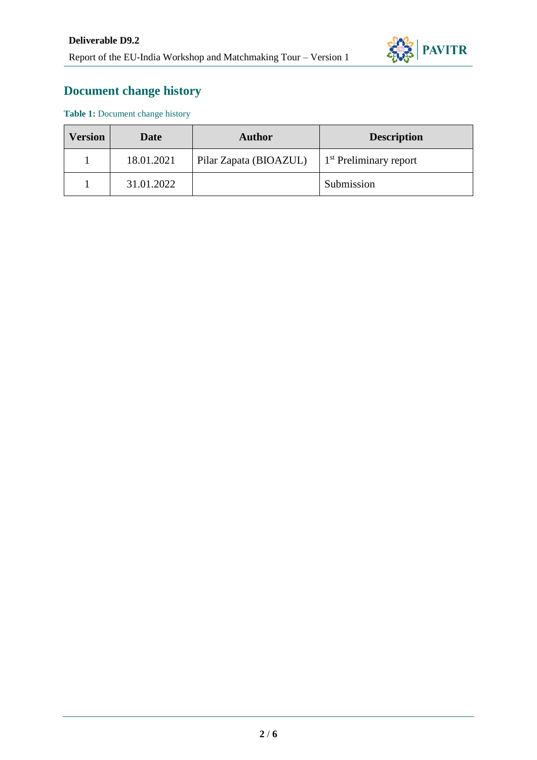## Document change history

**Table 1:** Document change history

| Version | Date | Author | Description |
|---|---|---|---|
| 1 | 18.01.2021 | Pilar Zapata (BIOAZUL) | 1st Preliminary report |
| 1 | 31.01.2022 | | Submission |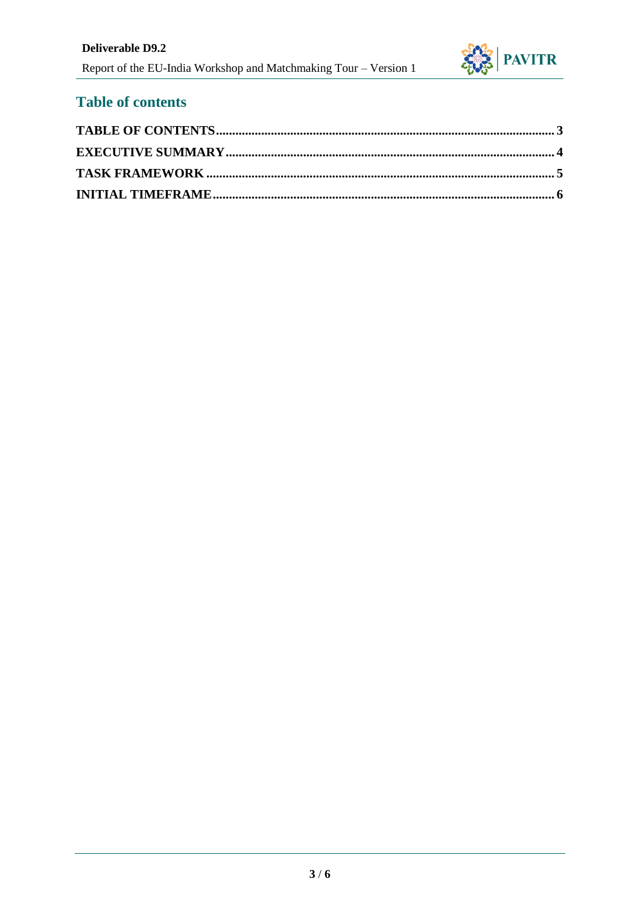# Table of contents

**TABLE OF CONTENTS** ........................................................................ **3**

**EXECUTIVE SUMMARY** ........................................................................ **4**

**TASK FRAMEWORK** ........................................................................ **5**

**INITIAL TIMEFRAME** ........................................................................ **6**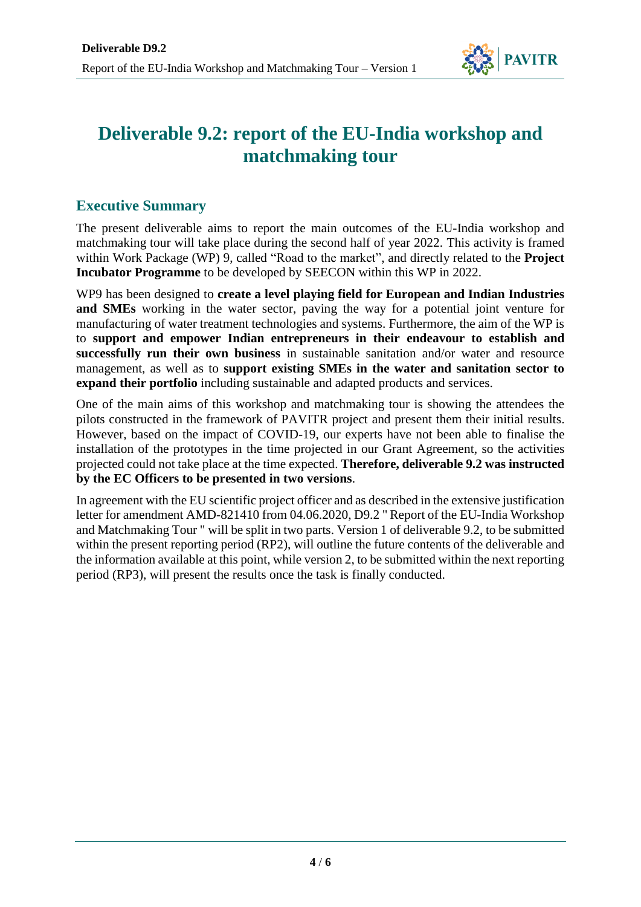# Deliverable 9.2: report of the EU-India workshop and matchmaking tour

## Executive Summary

The present deliverable aims to report the main outcomes of the EU-India workshop and matchmaking tour will take place during the second half of year 2022. This activity is framed within Work Package (WP) 9, called "Road to the market", and directly related to the **Project Incubator Programme** to be developed by SEECON within this WP in 2022.

WP9 has been designed to **create a level playing field for European and Indian Industries and SMEs** working in the water sector, paving the way for a potential joint venture for manufacturing of water treatment technologies and systems. Furthermore, the aim of the WP is to **support and empower Indian entrepreneurs in their endeavour to establish and successfully run their own business** in sustainable sanitation and/or water and resource management, as well as to **support existing SMEs in the water and sanitation sector to expand their portfolio** including sustainable and adapted products and services.

One of the main aims of this workshop and matchmaking tour is showing the attendees the pilots constructed in the framework of PAVITR project and present them their initial results. However, based on the impact of COVID-19, our experts have not been able to finalise the installation of the prototypes in the time projected in our Grant Agreement, so the activities projected could not take place at the time expected. **Therefore, deliverable 9.2 was instructed by the EC Officers to be presented in two versions**.

In agreement with the EU scientific project officer and as described in the extensive justification letter for amendment AMD-821410 from 04.06.2020, D9.2 " Report of the EU-India Workshop and Matchmaking Tour " will be split in two parts. Version 1 of deliverable 9.2, to be submitted within the present reporting period (RP2), will outline the future contents of the deliverable and the information available at this point, while version 2, to be submitted within the next reporting period (RP3), will present the results once the task is finally conducted.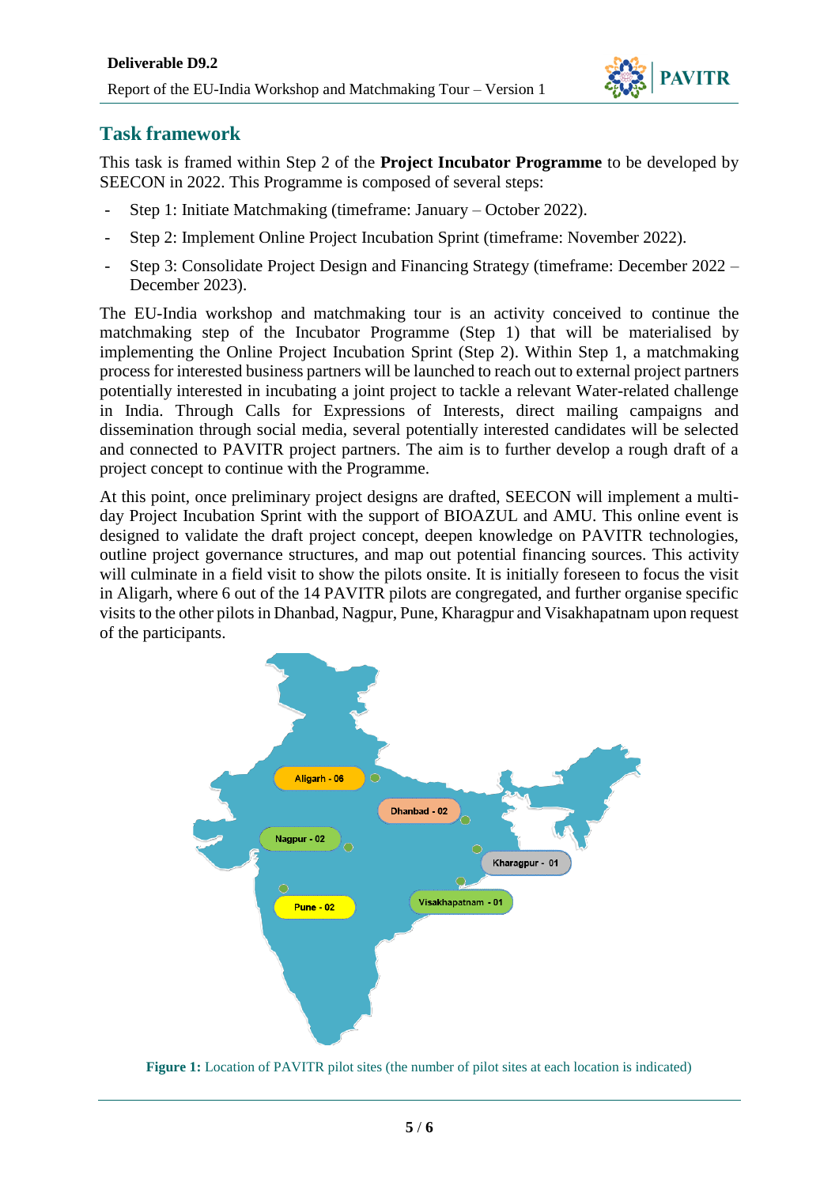## Task framework

This task is framed within Step 2 of the **Project Incubator Programme** to be developed by SEECON in 2022. This Programme is composed of several steps:

- Step 1: Initiate Matchmaking (timeframe: January – October 2022).
- Step 2: Implement Online Project Incubation Sprint (timeframe: November 2022).
- Step 3: Consolidate Project Design and Financing Strategy (timeframe: December 2022 – December 2023).

The EU-India workshop and matchmaking tour is an activity conceived to continue the matchmaking step of the Incubator Programme (Step 1) that will be materialised by implementing the Online Project Incubation Sprint (Step 2). Within Step 1, a matchmaking process for interested business partners will be launched to reach out to external project partners potentially interested in incubating a joint project to tackle a relevant Water-related challenge in India. Through Calls for Expressions of Interests, direct mailing campaigns and dissemination through social media, several potentially interested candidates will be selected and connected to PAVITR project partners. The aim is to further develop a rough draft of a project concept to continue with the Programme.

At this point, once preliminary project designs are drafted, SEECON will implement a multi-day Project Incubation Sprint with the support of BIOAZUL and AMU. This online event is designed to validate the draft project concept, deepen knowledge on PAVITR technologies, outline project governance structures, and map out potential financing sources. This activity will culminate in a field visit to show the pilots onsite. It is initially foreseen to focus the visit in Aligarh, where 6 out of the 14 PAVITR pilots are congregated, and further organise specific visits to the other pilots in Dhanbad, Nagpur, Pune, Kharagpur and Visakhapatnam upon request of the participants.

Aligarh - 06

Dhanbad - 02

Nagpur - 02

Kharagpur - 01

Pune - 02

Visakhapatnam - 01

**Figure 1:** Location of PAVITR pilot sites (the number of pilot sites at each location is indicated)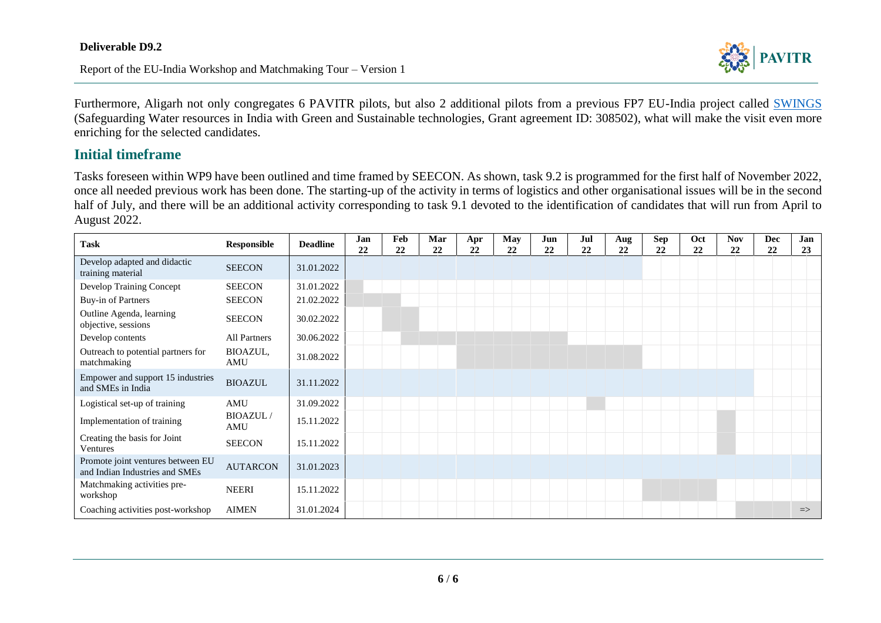Furthermore, Aligarh not only congregates 6 PAVITR pilots, but also 2 additional pilots from a previous FP7 EU-India project called SWINGS (Safeguarding Water resources in India with Green and Sustainable technologies, Grant agreement ID: 308502), what will make the visit even more enriching for the selected candidates.

## Initial timeframe

Tasks foreseen within WP9 have been outlined and time framed by SEECON. As shown, task 9.2 is programmed for the first half of November 2022, once all needed previous work has been done. The starting-up of the activity in terms of logistics and other organisational issues will be in the second half of July, and there will be an additional activity corresponding to task 9.1 devoted to the identification of candidates that will run from April to August 2022.

| Task | Responsible | Deadline | Jan 22 | Feb 22 | Mar 22 | Apr 22 | May 22 | Jun 22 | Jul 22 | Aug 22 | Sep 22 | Oct 22 | Nov 22 | Dec 22 | Jan 23 |
|---|---|---|---|---|---|---|---|---|---|---|---|---|---|---|---|
| Develop adapted and didactic training material | SEECON | 31.01.2022 | | | | | | | | | | | | | |
| Develop Training Concept | SEECON | 31.01.2022 | | | | | | | | | | | | | |
| Buy-in of Partners | SEECON | 21.02.2022 | | | | | | | | | | | | | |
| Outline Agenda, learning objective, sessions | SEECON | 30.02.2022 | | | | | | | | | | | | | |
| Develop contents | All Partners | 30.06.2022 | | | | | | | | | | | | | |
| Outreach to potential partners for matchmaking | BIOAZUL, AMU | 31.08.2022 | | | | | | | | | | | | | |
| Empower and support 15 industries and SMEs in India | BIOAZUL | 31.11.2022 | | | | | | | | | | | | | |
| Logistical set-up of training | AMU | 31.09.2022 | | | | | | | | | | | | | |
| Implementation of training | BIOAZUL / AMU | 15.11.2022 | | | | | | | | | | | | | |
| Creating the basis for Joint Ventures | SEECON | 15.11.2022 | | | | | | | | | | | | | |
| Promote joint ventures between EU and Indian Industries and SMEs | AUTARCON | 31.01.2023 | | | | | | | | | | | | | |
| Matchmaking activities pre-workshop | NEERI | 15.11.2022 | | | | | | | | | | | | | |
| Coaching activities post-workshop | AIMEN | 31.01.2024 | | | | | | | | | | | | | => |